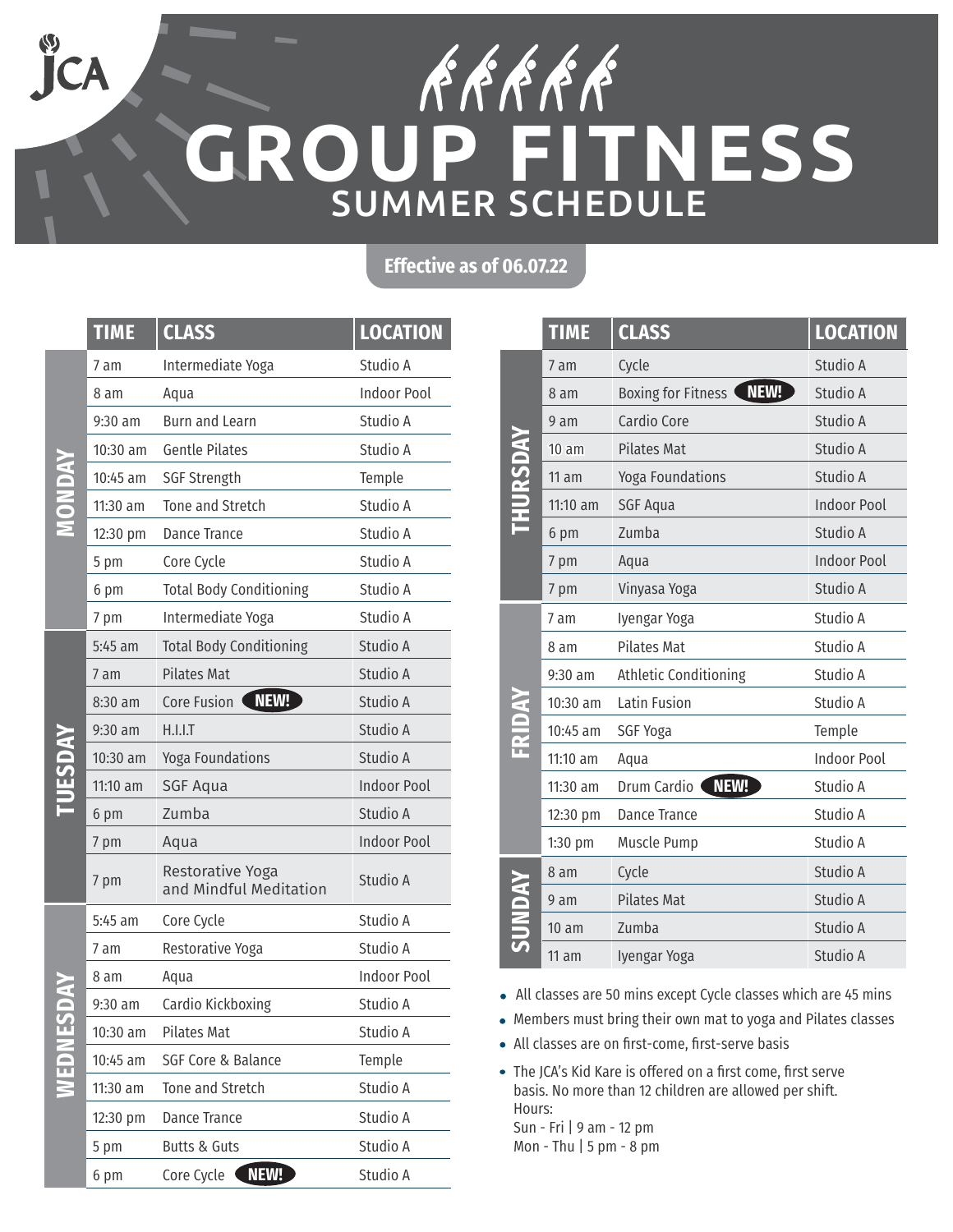JCA

# GROUP FITNESS

## SUMMER SCHEDULE

**Effective as of 06.07.22**

| | TIME | CLASS | LOCATION |
|---|---|---|---|
| MONDAY | 7 am | Intermediate Yoga | Studio A |
| | 8 am | Aqua | Indoor Pool |
| | 9:30 am | Burn and Learn | Studio A |
| | 10:30 am | Gentle Pilates | Studio A |
| | 10:45 am | SGF Strength | Temple |
| | 11:30 am | Tone and Stretch | Studio A |
| | 12:30 pm | Dance Trance | Studio A |
| | 5 pm | Core Cycle | Studio A |
| | 6 pm | Total Body Conditioning | Studio A |
| | 7 pm | Intermediate Yoga | Studio A |
| TUESDAY | 5:45 am | Total Body Conditioning | Studio A |
| | 7 am | Pilates Mat | Studio A |
| | 8:30 am | Core Fusion **NEW!** | Studio A |
| | 9:30 am | H.I.I.T | Studio A |
| | 10:30 am | Yoga Foundations | Studio A |
| | 11:10 am | SGF Aqua | Indoor Pool |
| | 6 pm | Zumba | Studio A |
| | 7 pm | Aqua | Indoor Pool |
| | 7 pm | Restorative Yoga and Mindful Meditation | Studio A |
| WEDNESDAY | 5:45 am | Core Cycle | Studio A |
| | 7 am | Restorative Yoga | Studio A |
| | 8 am | Aqua | Indoor Pool |
| | 9:30 am | Cardio Kickboxing | Studio A |
| | 10:30 am | Pilates Mat | Studio A |
| | 10:45 am | SGF Core & Balance | Temple |
| | 11:30 am | Tone and Stretch | Studio A |
| | 12:30 pm | Dance Trance | Studio A |
| | 5 pm | Butts & Guts | Studio A |
| | 6 pm | Core Cycle **NEW!** | Studio A |

| | TIME | CLASS | LOCATION |
|---|---|---|---|
| THURSDAY | 7 am | Cycle | Studio A |
| | 8 am | Boxing for Fitness **NEW!** | Studio A |
| | 9 am | Cardio Core | Studio A |
| | 10 am | Pilates Mat | Studio A |
| | 11 am | Yoga Foundations | Studio A |
| | 11:10 am | SGF Aqua | Indoor Pool |
| | 6 pm | Zumba | Studio A |
| | 7 pm | Aqua | Indoor Pool |
| | 7 pm | Vinyasa Yoga | Studio A |
| FRIDAY | 7 am | Iyengar Yoga | Studio A |
| | 8 am | Pilates Mat | Studio A |
| | 9:30 am | Athletic Conditioning | Studio A |
| | 10:30 am | Latin Fusion | Studio A |
| | 10:45 am | SGF Yoga | Temple |
| | 11:10 am | Aqua | Indoor Pool |
| | 11:30 am | Drum Cardio **NEW!** | Studio A |
| | 12:30 pm | Dance Trance | Studio A |
| | 1:30 pm | Muscle Pump | Studio A |
| SUNDAY | 8 am | Cycle | Studio A |
| | 9 am | Pilates Mat | Studio A |
| | 10 am | Zumba | Studio A |
| | 11 am | Iyengar Yoga | Studio A |

- All classes are 50 mins except Cycle classes which are 45 mins
- Members must bring their own mat to yoga and Pilates classes
- All classes are on first-come, first-serve basis
- The JCA's Kid Kare is offered on a first come, first serve basis. No more than 12 children are allowed per shift.
  Hours:
  Sun - Fri | 9 am - 12 pm
  Mon - Thu | 5 pm - 8 pm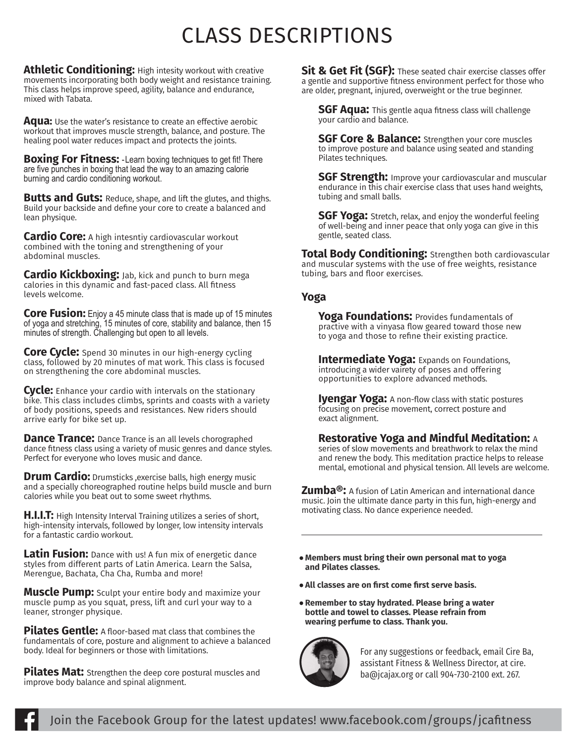# CLASS DESCRIPTIONS

**Athletic Conditioning:** High intesity workout with creative movements incorporating both body weight and resistance training. This class helps improve speed, agility, balance and endurance, mixed with Tabata.

**Aqua:** Use the water's resistance to create an effective aerobic workout that improves muscle strength, balance, and posture. The healing pool water reduces impact and protects the joints.

**Boxing For Fitness:** -Learn boxing techniques to get fit! There are five punches in boxing that lead the way to an amazing calorie burning and cardio conditioning workout.

**Butts and Guts:** Reduce, shape, and lift the glutes, and thighs. Build your backside and define your core to create a balanced and lean physique.

**Cardio Core:** A high intesntiy cardiovascular workout combined with the toning and strengthening of your abdominal muscles.

**Cardio Kickboxing:** Jab, kick and punch to burn mega calories in this dynamic and fast-paced class. All fitness levels welcome.

**Core Fusion:** Enjoy a 45 minute class that is made up of 15 minutes of yoga and stretching, 15 minutes of core, stability and balance, then 15 minutes of strength. Challenging but open to all levels.

**Core Cycle:** Spend 30 minutes in our high-energy cycling class, followed by 20 minutes of mat work. This class is focused on strengthening the core abdominal muscles.

**Cycle:** Enhance your cardio with intervals on the stationary bike. This class includes climbs, sprints and coasts with a variety of body positions, speeds and resistances. New riders should arrive early for bike set up.

**Dance Trance:** Dance Trance is an all levels chorographed dance fitness class using a variety of music genres and dance styles. Perfect for everyone who loves music and dance.

**Drum Cardio:** Drumsticks ,exercise balls, high energy music and a specially choreographed routine helps build muscle and burn calories while you beat out to some sweet rhythms.

**H.I.I.T:** High Intensity Interval Training utilizes a series of short, high-intensity intervals, followed by longer, low intensity intervals for a fantastic cardio workout.

**Latin Fusion:** Dance with us! A fun mix of energetic dance styles from different parts of Latin America. Learn the Salsa, Merengue, Bachata, Cha Cha, Rumba and more!

**Muscle Pump:** Sculpt your entire body and maximize your muscle pump as you squat, press, lift and curl your way to a leaner, stronger physique.

**Pilates Gentle:** A floor-based mat class that combines the fundamentals of core, posture and alignment to achieve a balanced body. Ideal for beginners or those with limitations.

**Pilates Mat:** Strengthen the deep core postural muscles and improve body balance and spinal alignment.

**Sit & Get Fit (SGF):** These seated chair exercise classes offer a gentle and supportive fitness environment perfect for those who are older, pregnant, injured, overweight or the true beginner.

**SGF Aqua:** This gentle aqua fitness class will challenge your cardio and balance.

**SGF Core & Balance:** Strengthen your core muscles to improve posture and balance using seated and standing Pilates techniques.

**SGF Strength:** Improve your cardiovascular and muscular endurance in this chair exercise class that uses hand weights, tubing and small balls.

**SGF Yoga:** Stretch, relax, and enjoy the wonderful feeling of well-being and inner peace that only yoga can give in this gentle, seated class.

**Total Body Conditioning:** Strengthen both cardiovascular and muscular systems with the use of free weights, resistance tubing, bars and floor exercises.

## Yoga

**Yoga Foundations:** Provides fundamentals of practive with a vinyasa flow geared toward those new to yoga and those to refine their existing practice.

**Intermediate Yoga:** Expands on Foundations, introducing a wider vairety of poses and offering opportunities to explore advanced methods.

**Iyengar Yoga:** A non-flow class with static postures focusing on precise movement, correct posture and exact alignment.

**Restorative Yoga and Mindful Meditation:** A series of slow movements and breathwork to relax the mind and renew the body. This meditation practice helps to release mental, emotional and physical tension. All levels are welcome.

**Zumba®:** A fusion of Latin American and international dance music. Join the ultimate dance party in this fun, high-energy and motivating class. No dance experience needed.

---

- **Members must bring their own personal mat to yoga and Pilates classes.**
- **All classes are on first come first serve basis.**
- **Remember to stay hydrated. Please bring a water bottle and towel to classes. Please refrain from wearing perfume to class. Thank you.**

For any suggestions or feedback, email Cire Ba, assistant Fitness & Wellness Director, at cire.ba@jcajax.org or call 904-730-2100 ext. 267.

Join the Facebook Group for the latest updates! www.facebook.com/groups/jcafitness